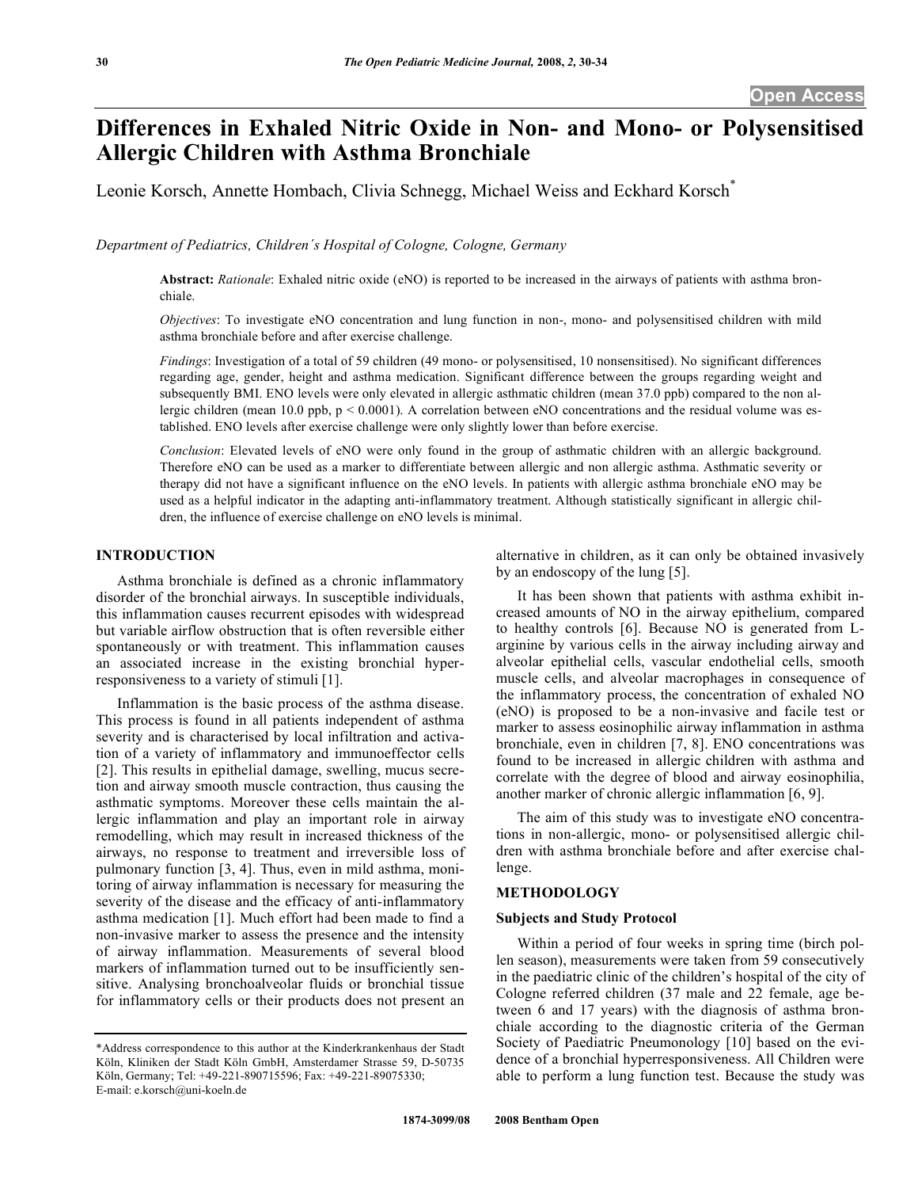**Open Access**

# Differences in Exhaled Nitric Oxide in Non- and Mono- or Polysensitised Allergic Children with Asthma Bronchiale

Leonie Korsch, Annette Hombach, Clivia Schnegg, Michael Weiss and Eckhard Korsch*

*Department of Pediatrics, Children´s Hospital of Cologne, Cologne, Germany*

**Abstract:** *Rationale*: Exhaled nitric oxide (eNO) is reported to be increased in the airways of patients with asthma bronchiale.

*Objectives*: To investigate eNO concentration and lung function in non-, mono- and polysensitised children with mild asthma bronchiale before and after exercise challenge.

*Findings*: Investigation of a total of 59 children (49 mono- or polysensitised, 10 nonsensitised). No significant differences regarding age, gender, height and asthma medication. Significant difference between the groups regarding weight and subsequently BMI. ENO levels were only elevated in allergic asthmatic children (mean 37.0 ppb) compared to the non allergic children (mean 10.0 ppb, $p < 0.0001$). A correlation between eNO concentrations and the residual volume was established. ENO levels after exercise challenge were only slightly lower than before exercise.

*Conclusion*: Elevated levels of eNO were only found in the group of asthmatic children with an allergic background. Therefore eNO can be used as a marker to differentiate between allergic and non allergic asthma. Asthmatic severity or therapy did not have a significant influence on the eNO levels. In patients with allergic asthma bronchiale eNO may be used as a helpful indicator in the adapting anti-inflammatory treatment. Although statistically significant in allergic children, the influence of exercise challenge on eNO levels is minimal.

## INTRODUCTION

Asthma bronchiale is defined as a chronic inflammatory disorder of the bronchial airways. In susceptible individuals, this inflammation causes recurrent episodes with widespread but variable airflow obstruction that is often reversible either spontaneously or with treatment. This inflammation causes an associated increase in the existing bronchial hyper-responsiveness to a variety of stimuli [1].

Inflammation is the basic process of the asthma disease. This process is found in all patients independent of asthma severity and is characterised by local infiltration and activation of a variety of inflammatory and immunoeffector cells [2]. This results in epithelial damage, swelling, mucus secretion and airway smooth muscle contraction, thus causing the asthmatic symptoms. Moreover these cells maintain the allergic inflammation and play an important role in airway remodelling, which may result in increased thickness of the airways, no response to treatment and irreversible loss of pulmonary function [3, 4]. Thus, even in mild asthma, monitoring of airway inflammation is necessary for measuring the severity of the disease and the efficacy of anti-inflammatory asthma medication [1]. Much effort had been made to find a non-invasive marker to assess the presence and the intensity of airway inflammation. Measurements of several blood markers of inflammation turned out to be insufficiently sensitive. Analysing bronchoalveolar fluids or bronchial tissue for inflammatory cells or their products does not present an alternative in children, as it can only be obtained invasively by an endoscopy of the lung [5].

It has been shown that patients with asthma exhibit increased amounts of NO in the airway epithelium, compared to healthy controls [6]. Because NO is generated from L-arginine by various cells in the airway including airway and alveolar epithelial cells, vascular endothelial cells, smooth muscle cells, and alveolar macrophages in consequence of the inflammatory process, the concentration of exhaled NO (eNO) is proposed to be a non-invasive and facile test or marker to assess eosinophilic airway inflammation in asthma bronchiale, even in children [7, 8]. ENO concentrations was found to be increased in allergic children with asthma and correlate with the degree of blood and airway eosinophilia, another marker of chronic allergic inflammation [6, 9].

The aim of this study was to investigate eNO concentrations in non-allergic, mono- or polysensitised allergic children with asthma bronchiale before and after exercise challenge.

## METHODOLOGY

### Subjects and Study Protocol

Within a period of four weeks in spring time (birch pollen season), measurements were taken from 59 consecutively in the paediatric clinic of the children's hospital of the city of Cologne referred children (37 male and 22 female, age between 6 and 17 years) with the diagnosis of asthma bronchiale according to the diagnostic criteria of the German Society of Paediatric Pneumonology [10] based on the evidence of a bronchial hyperresponsiveness. All Children were able to perform a lung function test. Because the study was

*Address correspondence to this author at the Kinderkrankenhaus der Stadt Köln, Kliniken der Stadt Köln GmbH, Amsterdamer Strasse 59, D-50735 Köln, Germany; Tel: +49-221-890715596; Fax: +49-221-89075330; E-mail: e.korsch@uni-koeln.de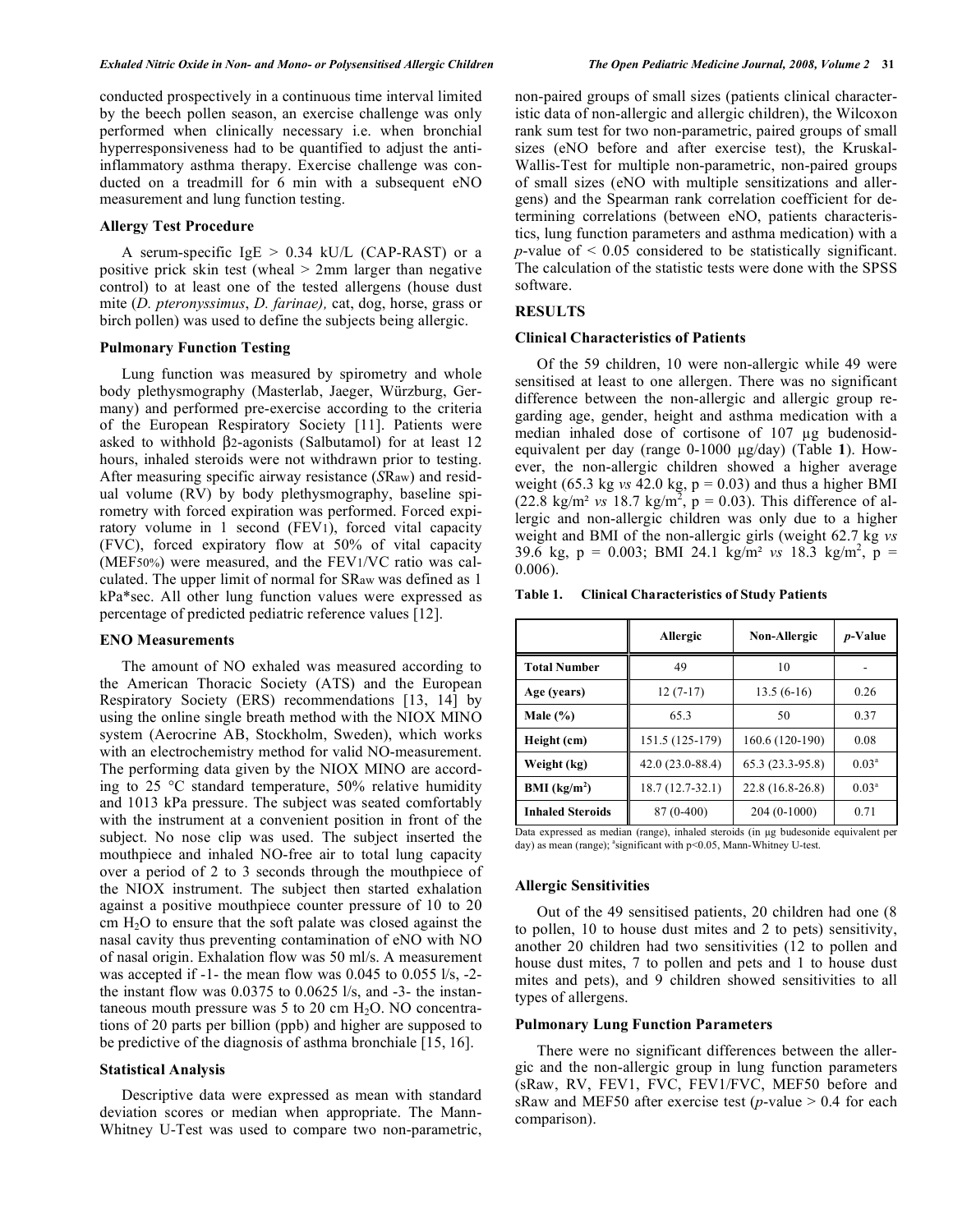conducted prospectively in a continuous time interval limited by the beech pollen season, an exercise challenge was only performed when clinically necessary i.e. when bronchial hyperresponsiveness had to be quantified to adjust the anti-inflammatory asthma therapy. Exercise challenge was conducted on a treadmill for 6 min with a subsequent eNO measurement and lung function testing.

### Allergy Test Procedure

A serum-specific IgE > 0.34 kU/L (CAP-RAST) or a positive prick skin test (wheal > 2mm larger than negative control) to at least one of the tested allergens (house dust mite (*D. pteronyssimus*, *D. farinae),* cat, dog, horse, grass or birch pollen) was used to define the subjects being allergic.

### Pulmonary Function Testing

Lung function was measured by spirometry and whole body plethysmography (Masterlab, Jaeger, Würzburg, Germany) and performed pre-exercise according to the criteria of the European Respiratory Society [11]. Patients were asked to withhold $\beta_2$-agonists (Salbutamol) for at least 12 hours, inhaled steroids were not withdrawn prior to testing. After measuring specific airway resistance (*S*$R_{aw}$) and residual volume (RV) by body plethysmography, baseline spirometry with forced expiration was performed. Forced expiratory volume in 1 second ($FEV_1$), forced vital capacity (FVC), forced expiratory flow at 50% of vital capacity ($MEF_{50\%}$) were measured, and the $FEV_1$/VC ratio was calculated. The upper limit of normal for $SR_{aw}$ was defined as 1 kPa*sec. All other lung function values were expressed as percentage of predicted pediatric reference values [12].

### ENO Measurements

The amount of NO exhaled was measured according to the American Thoracic Society (ATS) and the European Respiratory Society (ERS) recommendations [13, 14] by using the online single breath method with the NIOX MINO system (Aerocrine AB, Stockholm, Sweden), which works with an electrochemistry method for valid NO-measurement. The performing data given by the NIOX MINO are according to 25 °C standard temperature, 50% relative humidity and 1013 kPa pressure. The subject was seated comfortably with the instrument at a convenient position in front of the subject. No nose clip was used. The subject inserted the mouthpiece and inhaled NO-free air to total lung capacity over a period of 2 to 3 seconds through the mouthpiece of the NIOX instrument. The subject then started exhalation against a positive mouthpiece counter pressure of 10 to 20 cm $H_2O$ to ensure that the soft palate was closed against the nasal cavity thus preventing contamination of eNO with NO of nasal origin. Exhalation flow was 50 ml/s. A measurement was accepted if -1- the mean flow was 0.045 to 0.055 l/s, -2- the instant flow was 0.0375 to 0.0625 l/s, and -3- the instantaneous mouth pressure was 5 to 20 cm $H_2O$. NO concentrations of 20 parts per billion (ppb) and higher are supposed to be predictive of the diagnosis of asthma bronchiale [15, 16].

### Statistical Analysis

Descriptive data were expressed as mean with standard deviation scores or median when appropriate. The Mann-Whitney U-Test was used to compare two non-parametric, non-paired groups of small sizes (patients clinical characteristic data of non-allergic and allergic children), the Wilcoxon rank sum test for two non-parametric, paired groups of small sizes (eNO before and after exercise test), the Kruskal-Wallis-Test for multiple non-parametric, non-paired groups of small sizes (eNO with multiple sensitizations and allergens) and the Spearman rank correlation coefficient for determining correlations (between eNO, patients characteristics, lung function parameters and asthma medication) with a *p*-value of $< 0.05$ considered to be statistically significant. The calculation of the statistic tests were done with the SPSS software.

## RESULTS

### Clinical Characteristics of Patients

Of the 59 children, 10 were non-allergic while 49 were sensitised at least to one allergen. There was no significant difference between the non-allergic and allergic group regarding age, gender, height and asthma medication with a median inhaled dose of cortisone of 107 µg budenosid-equivalent per day (range 0-1000 µg/day) (Table **1**). However, the non-allergic children showed a higher average weight (65.3 kg *vs* 42.0 kg, p = 0.03) and thus a higher BMI (22.8 kg/m² *vs* 18.7 kg/m², p = 0.03). This difference of allergic and non-allergic children was only due to a higher weight and BMI of the non-allergic girls (weight 62.7 kg *vs* 39.6 kg, p = 0.003; BMI 24.1 kg/m² *vs* 18.3 kg/m², p = 0.006).

**Table 1. Clinical Characteristics of Study Patients**

| | Allergic | Non-Allergic | *p*-Value |
|---|---|---|---|
| **Total Number** | 49 | 10 | - |
| **Age (years)** | 12 (7-17) | 13.5 (6-16) | 0.26 |
| **Male (%)** | 65.3 | 50 | 0.37 |
| **Height (cm)** | 151.5 (125-179) | 160.6 (120-190) | 0.08 |
| **Weight (kg)** | 42.0 (23.0-88.4) | 65.3 (23.3-95.8) | 0.03[a] |
| **BMI (kg/m²)** | 18.7 (12.7-32.1) | 22.8 (16.8-26.8) | 0.03[a] |
| **Inhaled Steroids** | 87 (0-400) | 204 (0-1000) | 0.71 |

Data expressed as median (range), inhaled steroids (in µg budesonide equivalent per day) as mean (range); [a]significant with p<0.05, Mann-Whitney U-test.

### Allergic Sensitivities

Out of the 49 sensitised patients, 20 children had one (8 to pollen, 10 to house dust mites and 2 to pets) sensitivity, another 20 children had two sensitivities (12 to pollen and house dust mites, 7 to pollen and pets and 1 to house dust mites and pets), and 9 children showed sensitivities to all types of allergens.

### Pulmonary Lung Function Parameters

There were no significant differences between the allergic and the non-allergic group in lung function parameters (sRaw, RV, FEV1, FVC, FEV1/FVC, MEF50 before and sRaw and MEF50 after exercise test (*p*-value > 0.4 for each comparison).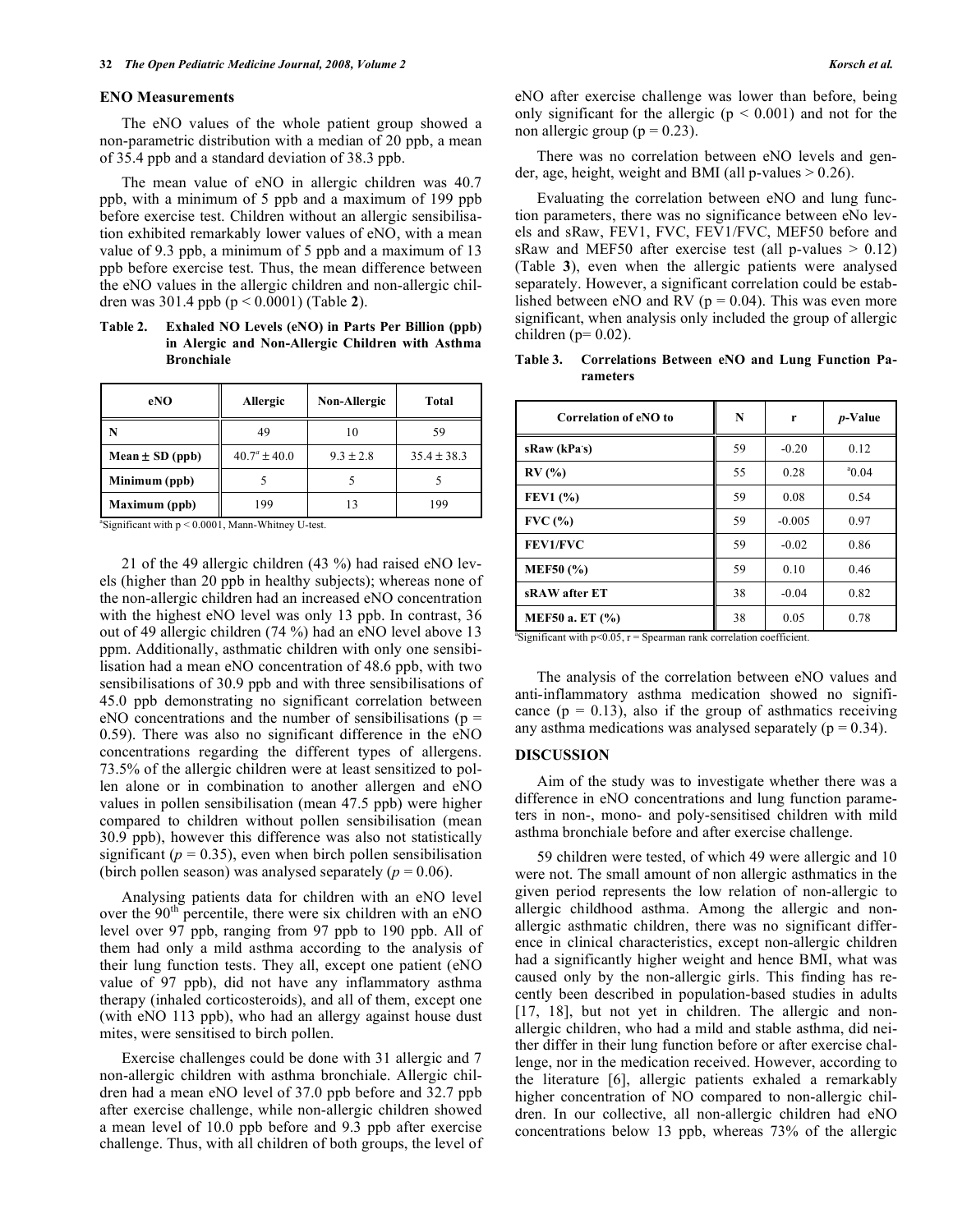### ENO Measurements

The eNO values of the whole patient group showed a non-parametric distribution with a median of 20 ppb, a mean of 35.4 ppb and a standard deviation of 38.3 ppb.

The mean value of eNO in allergic children was 40.7 ppb, with a minimum of 5 ppb and a maximum of 199 ppb before exercise test. Children without an allergic sensibilisation exhibited remarkably lower values of eNO, with a mean value of 9.3 ppb, a minimum of 5 ppb and a maximum of 13 ppb before exercise test. Thus, the mean difference between the eNO values in the allergic children and non-allergic children was 301.4 ppb ($p < 0.0001$) (Table **2**).

**Table 2. Exhaled NO Levels (eNO) in Parts Per Billion (ppb) in Alergic and Non-Allergic Children with Asthma Bronchiale**

| eNO | Allergic | Non-Allergic | Total |
|---|---|---|---|
| **N** | 49 | 10 | 59 |
| **Mean ± SD (ppb)** | $40.7^a \pm 40.0$ | $9.3 \pm 2.8$ | $35.4 \pm 38.3$ |
| **Minimum (ppb)** | 5 | 5 | 5 |
| **Maximum (ppb)** | 199 | 13 | 199 |

[a]Significant with $p < 0.0001$, Mann-Whitney U-test.

21 of the 49 allergic children (43 %) had raised eNO levels (higher than 20 ppb in healthy subjects); whereas none of the non-allergic children had an increased eNO concentration with the highest eNO level was only 13 ppb. In contrast, 36 out of 49 allergic children (74 %) had an eNO level above 13 ppm. Additionally, asthmatic children with only one sensibilisation had a mean eNO concentration of 48.6 ppb, with two sensibilisations of 30.9 ppb and with three sensibilisations of 45.0 ppb demonstrating no significant correlation between eNO concentrations and the number of sensibilisations ($p = 0.59$). There was also no significant difference in the eNO concentrations regarding the different types of allergens. 73.5% of the allergic children were at least sensitized to pollen alone or in combination to another allergen and eNO values in pollen sensibilisation (mean 47.5 ppb) were higher compared to children without pollen sensibilisation (mean 30.9 ppb), however this difference was also not statistically significant ($p = 0.35$), even when birch pollen sensibilisation (birch pollen season) was analysed separately ($p = 0.06$).

Analysing patients data for children with an eNO level over the 90[th] percentile, there were six children with an eNO level over 97 ppb, ranging from 97 ppb to 190 ppb. All of them had only a mild asthma according to the analysis of their lung function tests. They all, except one patient (eNO value of 97 ppb), did not have any inflammatory asthma therapy (inhaled corticosteroids), and all of them, except one (with eNO 113 ppb), who had an allergy against house dust mites, were sensitised to birch pollen.

Exercise challenges could be done with 31 allergic and 7 non-allergic children with asthma bronchiale. Allergic children had a mean eNO level of 37.0 ppb before and 32.7 ppb after exercise challenge, while non-allergic children showed a mean level of 10.0 ppb before and 9.3 ppb after exercise challenge. Thus, with all children of both groups, the level of eNO after exercise challenge was lower than before, being only significant for the allergic ($p < 0.001$) and not for the non allergic group ($p = 0.23$).

There was no correlation between eNO levels and gender, age, height, weight and BMI (all p-values > 0.26).

Evaluating the correlation between eNO and lung function parameters, there was no significance between eNo levels and sRaw, FEV1, FVC, FEV1/FVC, MEF50 before and sRaw and MEF50 after exercise test (all p-values > 0.12) (Table **3**), even when the allergic patients were analysed separately. However, a significant correlation could be established between eNO and RV ($p = 0.04$). This was even more significant, when analysis only included the group of allergic children ($p = 0.02$).

**Table 3. Correlations Between eNO and Lung Function Parameters**

| Correlation of eNO to | N | r | *p*-Value |
|---|---|---|---|
| **sRaw (kPa˙s)** | 59 | -0.20 | 0.12 |
| **RV (%)** | 55 | 0.28 | [a]0.04 |
| **FEV1 (%)** | 59 | 0.08 | 0.54 |
| **FVC (%)** | 59 | -0.005 | 0.97 |
| **FEV1/FVC** | 59 | -0.02 | 0.86 |
| **MEF50 (%)** | 59 | 0.10 | 0.46 |
| **sRAW after ET** | 38 | -0.04 | 0.82 |
| **MEF50 a. ET (%)** | 38 | 0.05 | 0.78 |

[a]Significant with $p<0.05$, r = Spearman rank correlation coefficient.

The analysis of the correlation between eNO values and anti-inflammatory asthma medication showed no significance ($p = 0.13$), also if the group of asthmatics receiving any asthma medications was analysed separately ($p = 0.34$).

## DISCUSSION

Aim of the study was to investigate whether there was a difference in eNO concentrations and lung function parameters in non-, mono- and poly-sensitised children with mild asthma bronchiale before and after exercise challenge.

59 children were tested, of which 49 were allergic and 10 were not. The small amount of non allergic asthmatics in the given period represents the low relation of non-allergic to allergic childhood asthma. Among the allergic and non-allergic asthmatic children, there was no significant difference in clinical characteristics, except non-allergic children had a significantly higher weight and hence BMI, what was caused only by the non-allergic girls. This finding has recently been described in population-based studies in adults [17, 18], but not yet in children. The allergic and non-allergic children, who had a mild and stable asthma, did neither differ in their lung function before or after exercise challenge, nor in the medication received. However, according to the literature [6], allergic patients exhaled a remarkably higher concentration of NO compared to non-allergic children. In our collective, all non-allergic children had eNO concentrations below 13 ppb, whereas 73% of the allergic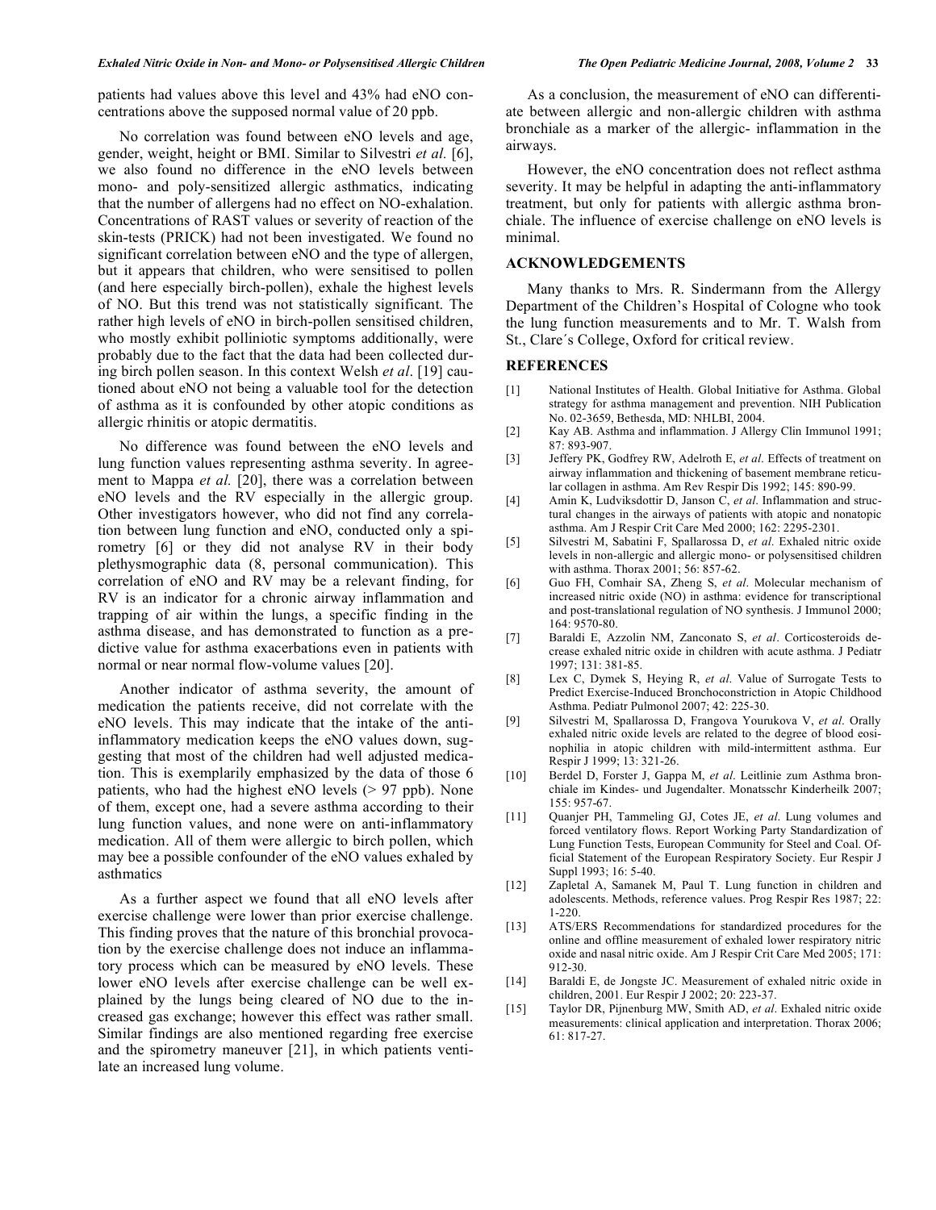patients had values above this level and 43% had eNO concentrations above the supposed normal value of 20 ppb.

No correlation was found between eNO levels and age, gender, weight, height or BMI. Similar to Silvestri *et al.* [6], we also found no difference in the eNO levels between mono- and poly-sensitized allergic asthmatics, indicating that the number of allergens had no effect on NO-exhalation. Concentrations of RAST values or severity of reaction of the skin-tests (PRICK) had not been investigated. We found no significant correlation between eNO and the type of allergen, but it appears that children, who were sensitised to pollen (and here especially birch-pollen), exhale the highest levels of NO. But this trend was not statistically significant. The rather high levels of eNO in birch-pollen sensitised children, who mostly exhibit polliniotic symptoms additionally, were probably due to the fact that the data had been collected during birch pollen season. In this context Welsh *et al*. [19] cautioned about eNO not being a valuable tool for the detection of asthma as it is confounded by other atopic conditions as allergic rhinitis or atopic dermatitis.

No difference was found between the eNO levels and lung function values representing asthma severity. In agreement to Mappa *et al.* [20], there was a correlation between eNO levels and the RV especially in the allergic group. Other investigators however, who did not find any correlation between lung function and eNO, conducted only a spirometry [6] or they did not analyse RV in their body plethysmographic data (8, personal communication). This correlation of eNO and RV may be a relevant finding, for RV is an indicator for a chronic airway inflammation and trapping of air within the lungs, a specific finding in the asthma disease, and has demonstrated to function as a predictive value for asthma exacerbations even in patients with normal or near normal flow-volume values [20].

Another indicator of asthma severity, the amount of medication the patients receive, did not correlate with the eNO levels. This may indicate that the intake of the anti-inflammatory medication keeps the eNO values down, suggesting that most of the children had well adjusted medication. This is exemplarily emphasized by the data of those 6 patients, who had the highest eNO levels (> 97 ppb). None of them, except one, had a severe asthma according to their lung function values, and none were on anti-inflammatory medication. All of them were allergic to birch pollen, which may bee a possible confounder of the eNO values exhaled by asthmatics

As a further aspect we found that all eNO levels after exercise challenge were lower than prior exercise challenge. This finding proves that the nature of this bronchial provocation by the exercise challenge does not induce an inflammatory process which can be measured by eNO levels. These lower eNO levels after exercise challenge can be well explained by the lungs being cleared of NO due to the increased gas exchange; however this effect was rather small. Similar findings are also mentioned regarding free exercise and the spirometry maneuver [21], in which patients ventilate an increased lung volume.

As a conclusion, the measurement of eNO can differentiate between allergic and non-allergic children with asthma bronchiale as a marker of the allergic- inflammation in the airways.

However, the eNO concentration does not reflect asthma severity. It may be helpful in adapting the anti-inflammatory treatment, but only for patients with allergic asthma bronchiale. The influence of exercise challenge on eNO levels is minimal.

## ACKNOWLEDGEMENTS

Many thanks to Mrs. R. Sindermann from the Allergy Department of the Children's Hospital of Cologne who took the lung function measurements and to Mr. T. Walsh from St., Clare´s College, Oxford for critical review.

## REFERENCES

[1] National Institutes of Health. Global Initiative for Asthma. Global strategy for asthma management and prevention. NIH Publication No. 02-3659, Bethesda, MD: NHLBI, 2004.

[2] Kay AB. Asthma and inflammation. J Allergy Clin Immunol 1991; 87: 893-907.

[3] Jeffery PK, Godfrey RW, Adelroth E, *et al.* Effects of treatment on airway inflammation and thickening of basement membrane reticular collagen in asthma. Am Rev Respir Dis 1992; 145: 890-99.

[4] Amin K, Ludviksdottir D, Janson C, *et al*. Inflammation and structural changes in the airways of patients with atopic and nonatopic asthma. Am J Respir Crit Care Med 2000; 162: 2295-2301.

[5] Silvestri M, Sabatini F, Spallarossa D, *et al.* Exhaled nitric oxide levels in non-allergic and allergic mono- or polysensitised children with asthma. Thorax 2001; 56: 857-62.

[6] Guo FH, Comhair SA, Zheng S, *et al*. Molecular mechanism of increased nitric oxide (NO) in asthma: evidence for transcriptional and post-translational regulation of NO synthesis. J Immunol 2000; 164: 9570-80.

[7] Baraldi E, Azzolin NM, Zanconato S, *et al*. Corticosteroids decrease exhaled nitric oxide in children with acute asthma. J Pediatr 1997; 131: 381-85.

[8] Lex C, Dymek S, Heying R, *et al*. Value of Surrogate Tests to Predict Exercise-Induced Bronchoconstriction in Atopic Childhood Asthma. Pediatr Pulmonol 2007; 42: 225-30.

[9] Silvestri M, Spallarossa D, Frangova Yourukova V, *et al*. Orally exhaled nitric oxide levels are related to the degree of blood eosinophilia in atopic children with mild-intermittent asthma. Eur Respir J 1999; 13: 321-26.

[10] Berdel D, Forster J, Gappa M, *et al*. Leitlinie zum Asthma bronchiale im Kindes- und Jugendalter. Monatsschr Kinderheilk 2007; 155: 957-67.

[11] Quanjer PH, Tammeling GJ, Cotes JE, *et al*. Lung volumes and forced ventilatory flows. Report Working Party Standardization of Lung Function Tests, European Community for Steel and Coal. Official Statement of the European Respiratory Society. Eur Respir J Suppl 1993; 16: 5-40.

[12] Zapletal A, Samanek M, Paul T. Lung function in children and adolescents. Methods, reference values. Prog Respir Res 1987; 22: 1-220.

[13] ATS/ERS Recommendations for standardized procedures for the online and offline measurement of exhaled lower respiratory nitric oxide and nasal nitric oxide. Am J Respir Crit Care Med 2005; 171: 912-30.

[14] Baraldi E, de Jongste JC. Measurement of exhaled nitric oxide in children, 2001. Eur Respir J 2002; 20: 223-37.

[15] Taylor DR, Pijnenburg MW, Smith AD, *et al*. Exhaled nitric oxide measurements: clinical application and interpretation. Thorax 2006; 61: 817-27.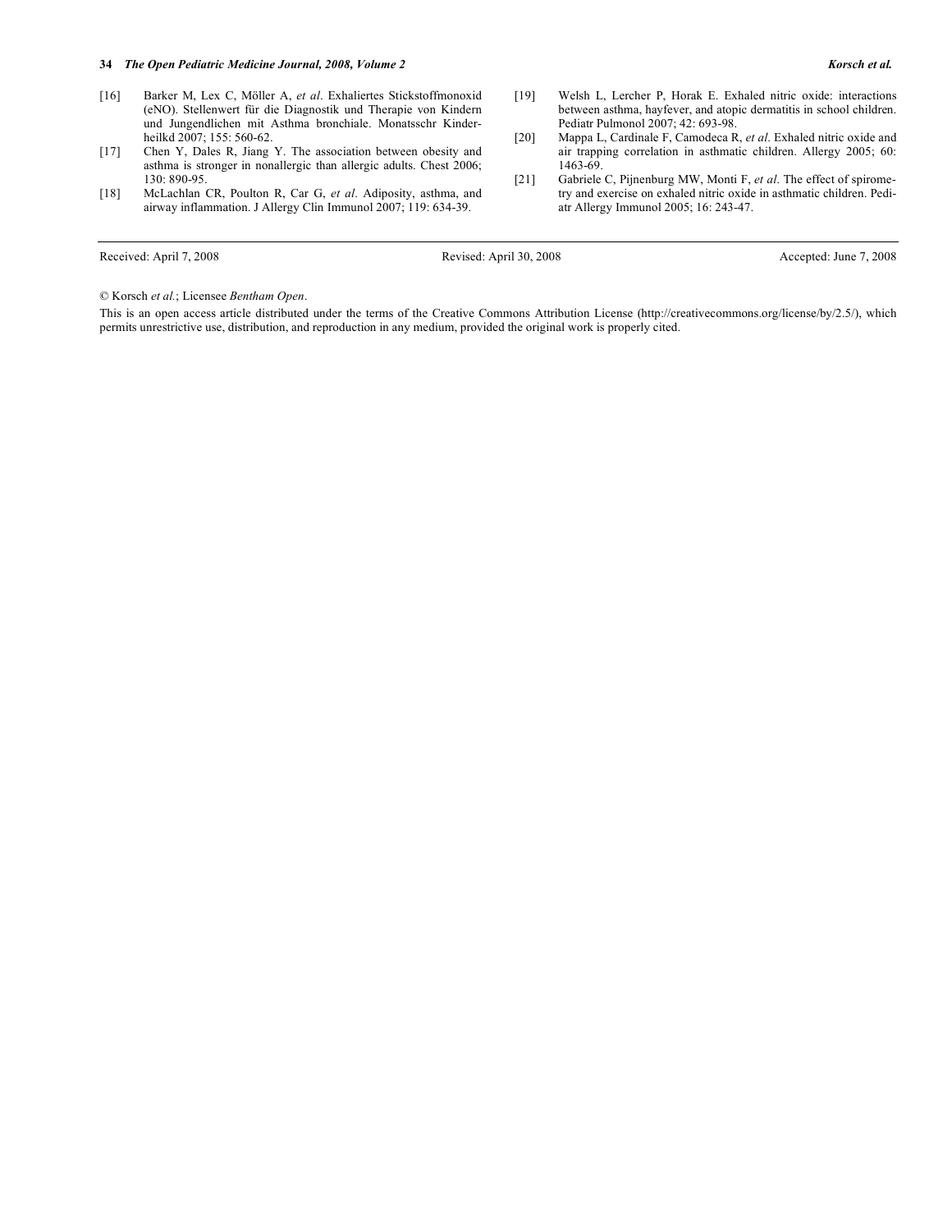[16] Barker M, Lex C, Möller A, *et al*. Exhaliertes Stickstoffmonoxid (eNO). Stellenwert für die Diagnostik und Therapie von Kindern und Jungendlichen mit Asthma bronchiale. Monatsschr Kinderheilkd 2007; 155: 560-62.

[17] Chen Y, Dales R, Jiang Y. The association between obesity and asthma is stronger in nonallergic than allergic adults. Chest 2006; 130: 890-95.

[18] McLachlan CR, Poulton R, Car G, *et al*. Adiposity, asthma, and airway inflammation. J Allergy Clin Immunol 2007; 119: 634-39.

[19] Welsh L, Lercher P, Horak E. Exhaled nitric oxide: interactions between asthma, hayfever, and atopic dermatitis in school children. Pediatr Pulmonol 2007; 42: 693-98.

[20] Mappa L, Cardinale F, Camodeca R, *et al*. Exhaled nitric oxide and air trapping correlation in asthmatic children. Allergy 2005; 60: 1463-69.

[21] Gabriele C, Pijnenburg MW, Monti F, *et al*. The effect of spirometry and exercise on exhaled nitric oxide in asthmatic children. Pediatr Allergy Immunol 2005; 16: 243-47.

Received: April 7, 2008 Revised: April 30, 2008 Accepted: June 7, 2008

© Korsch *et al.*; Licensee *Bentham Open*.

This is an open access article distributed under the terms of the Creative Commons Attribution License (http://creativecommons.org/license/by/2.5/), which permits unrestrictive use, distribution, and reproduction in any medium, provided the original work is properly cited.